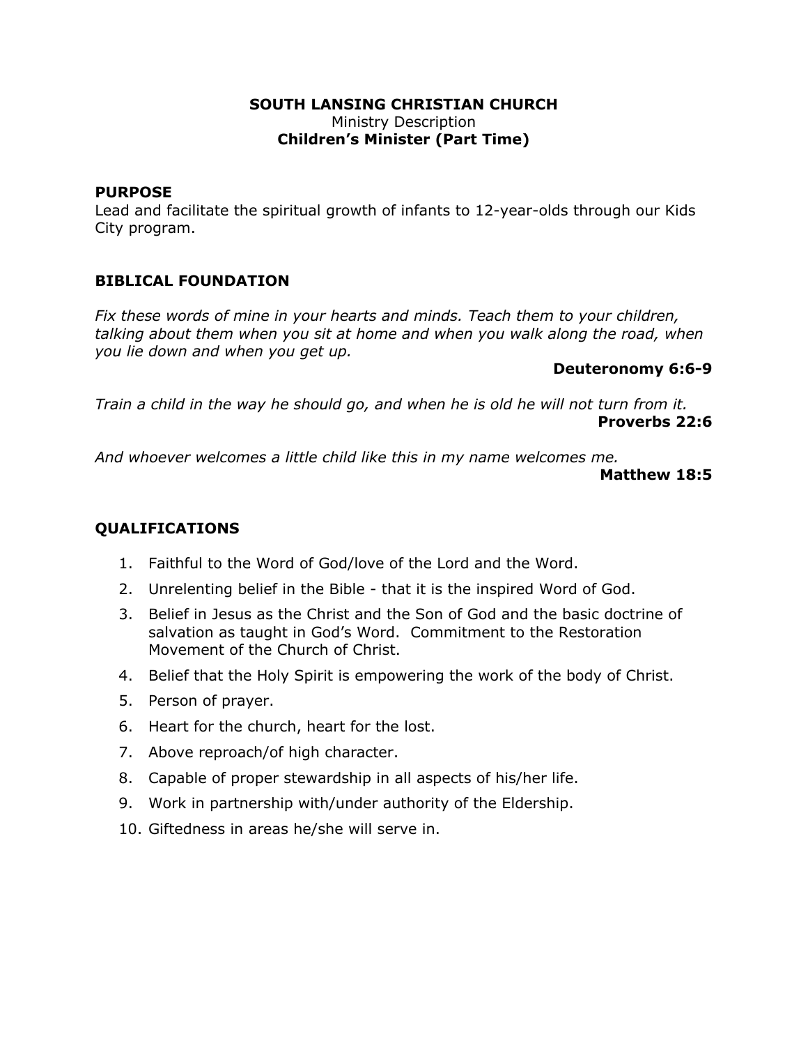**SOUTH LANSING CHRISTIAN CHURCH**
Ministry Description
**Children's Minister (Part Time)**

## PURPOSE

Lead and facilitate the spiritual growth of infants to 12-year-olds through our Kids City program.

## BIBLICAL FOUNDATION

*Fix these words of mine in your hearts and minds. Teach them to your children, talking about them when you sit at home and when you walk along the road, when you lie down and when you get up.*

**Deuteronomy 6:6-9**

*Train a child in the way he should go, and when he is old he will not turn from it.*

**Proverbs 22:6**

*And whoever welcomes a little child like this in my name welcomes me.*

**Matthew 18:5**

## QUALIFICATIONS

1. Faithful to the Word of God/love of the Lord and the Word.
2. Unrelenting belief in the Bible - that it is the inspired Word of God.
3. Belief in Jesus as the Christ and the Son of God and the basic doctrine of salvation as taught in God's Word. Commitment to the Restoration Movement of the Church of Christ.
4. Belief that the Holy Spirit is empowering the work of the body of Christ.
5. Person of prayer.
6. Heart for the church, heart for the lost.
7. Above reproach/of high character.
8. Capable of proper stewardship in all aspects of his/her life.
9. Work in partnership with/under authority of the Eldership.
10. Giftedness in areas he/she will serve in.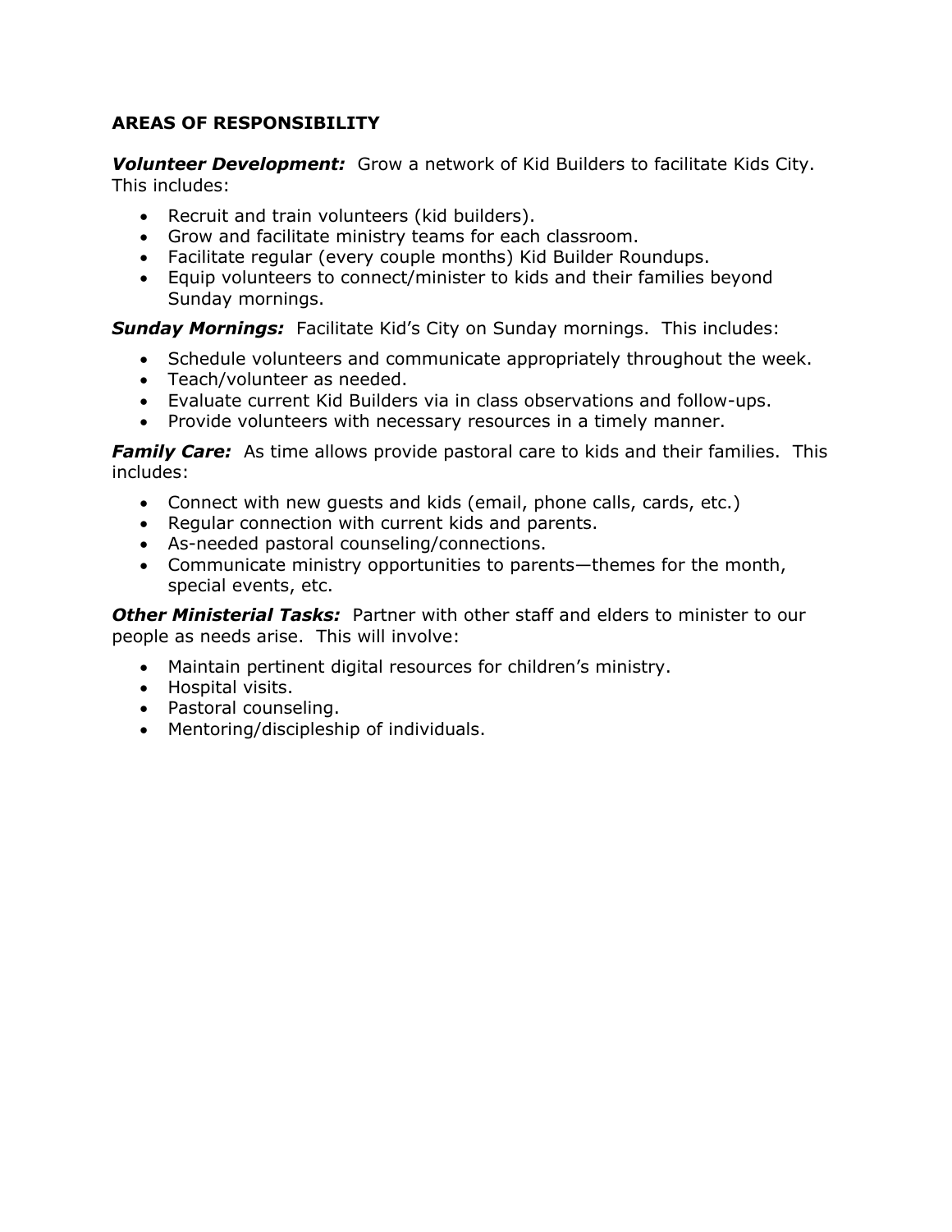### AREAS OF RESPONSIBILITY

***Volunteer Development:*** Grow a network of Kid Builders to facilitate Kids City. This includes:

- Recruit and train volunteers (kid builders).
- Grow and facilitate ministry teams for each classroom.
- Facilitate regular (every couple months) Kid Builder Roundups.
- Equip volunteers to connect/minister to kids and their families beyond Sunday mornings.

***Sunday Mornings:*** Facilitate Kid's City on Sunday mornings. This includes:

- Schedule volunteers and communicate appropriately throughout the week.
- Teach/volunteer as needed.
- Evaluate current Kid Builders via in class observations and follow-ups.
- Provide volunteers with necessary resources in a timely manner.

***Family Care:*** As time allows provide pastoral care to kids and their families. This includes:

- Connect with new guests and kids (email, phone calls, cards, etc.)
- Regular connection with current kids and parents.
- As-needed pastoral counseling/connections.
- Communicate ministry opportunities to parents—themes for the month, special events, etc.

***Other Ministerial Tasks:*** Partner with other staff and elders to minister to our people as needs arise. This will involve:

- Maintain pertinent digital resources for children's ministry.
- Hospital visits.
- Pastoral counseling.
- Mentoring/discipleship of individuals.